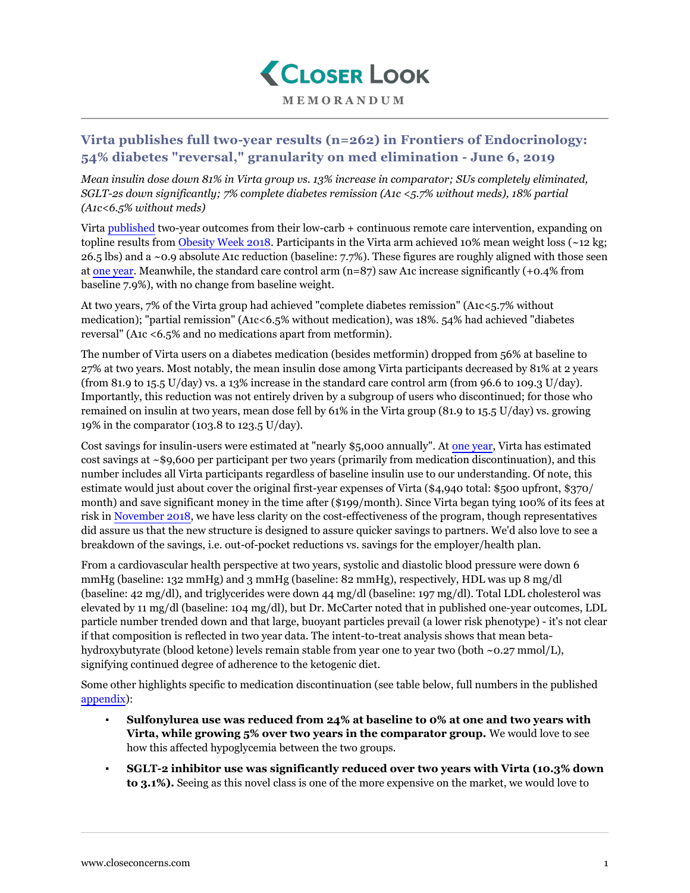# Closer Look

**MEMORANDUM**

## Virta publishes full two-year results (n=262) in Frontiers of Endocrinology: 54% diabetes "reversal," granularity on med elimination - June 6, 2019

*Mean insulin dose down 81% in Virta group vs. 13% increase in comparator; SUs completely eliminated, SGLT-2s down significantly; 7% complete diabetes remission (A1c <5.7% without meds), 18% partial (A1c<6.5% without meds)*

Virta published two-year outcomes from their low-carb + continuous remote care intervention, expanding on topline results from Obesity Week 2018. Participants in the Virta arm achieved 10% mean weight loss (~12 kg; 26.5 lbs) and a ~0.9 absolute A1c reduction (baseline: 7.7%). These figures are roughly aligned with those seen at one year. Meanwhile, the standard care control arm (n=87) saw A1c increase significantly (+0.4% from baseline 7.9%), with no change from baseline weight.

At two years, 7% of the Virta group had achieved "complete diabetes remission" (A1c<5.7% without medication); "partial remission" (A1c<6.5% without medication), was 18%. 54% had achieved "diabetes reversal" (A1c <6.5% and no medications apart from metformin).

The number of Virta users on a diabetes medication (besides metformin) dropped from 56% at baseline to 27% at two years. Most notably, the mean insulin dose among Virta participants decreased by 81% at 2 years (from 81.9 to 15.5 U/day) vs. a 13% increase in the standard care control arm (from 96.6 to 109.3 U/day). Importantly, this reduction was not entirely driven by a subgroup of users who discontinued; for those who remained on insulin at two years, mean dose fell by 61% in the Virta group (81.9 to 15.5 U/day) vs. growing 19% in the comparator (103.8 to 123.5 U/day).

Cost savings for insulin-users were estimated at "nearly $5,000 annually". At one year, Virta has estimated cost savings at ~$9,600 per participant per two years (primarily from medication discontinuation), and this number includes all Virta participants regardless of baseline insulin use to our understanding. Of note, this estimate would just about cover the original first-year expenses of Virta ($4,940 total: $500 upfront, $370/month) and save significant money in the time after ($199/month). Since Virta began tying 100% of its fees at risk in November 2018, we have less clarity on the cost-effectiveness of the program, though representatives did assure us that the new structure is designed to assure quicker savings to partners. We'd also love to see a breakdown of the savings, i.e. out-of-pocket reductions vs. savings for the employer/health plan.

From a cardiovascular health perspective at two years, systolic and diastolic blood pressure were down 6 mmHg (baseline: 132 mmHg) and 3 mmHg (baseline: 82 mmHg), respectively, HDL was up 8 mg/dl (baseline: 42 mg/dl), and triglycerides were down 44 mg/dl (baseline: 197 mg/dl). Total LDL cholesterol was elevated by 11 mg/dl (baseline: 104 mg/dl), but Dr. McCarter noted that in published one-year outcomes, LDL particle number trended down and that large, buoyant particles prevail (a lower risk phenotype) - it's not clear if that composition is reflected in two year data. The intent-to-treat analysis shows that mean beta-hydroxybutyrate (blood ketone) levels remain stable from year one to year two (both ~0.27 mmol/L), signifying continued degree of adherence to the ketogenic diet.

Some other highlights specific to medication discontinuation (see table below, full numbers in the published appendix):

- **Sulfonylurea use was reduced from 24% at baseline to 0% at one and two years with Virta, while growing 5% over two years in the comparator group.** We would love to see how this affected hypoglycemia between the two groups.
- **SGLT-2 inhibitor use was significantly reduced over two years with Virta (10.3% down to 3.1%).** Seeing as this novel class is one of the more expensive on the market, we would love to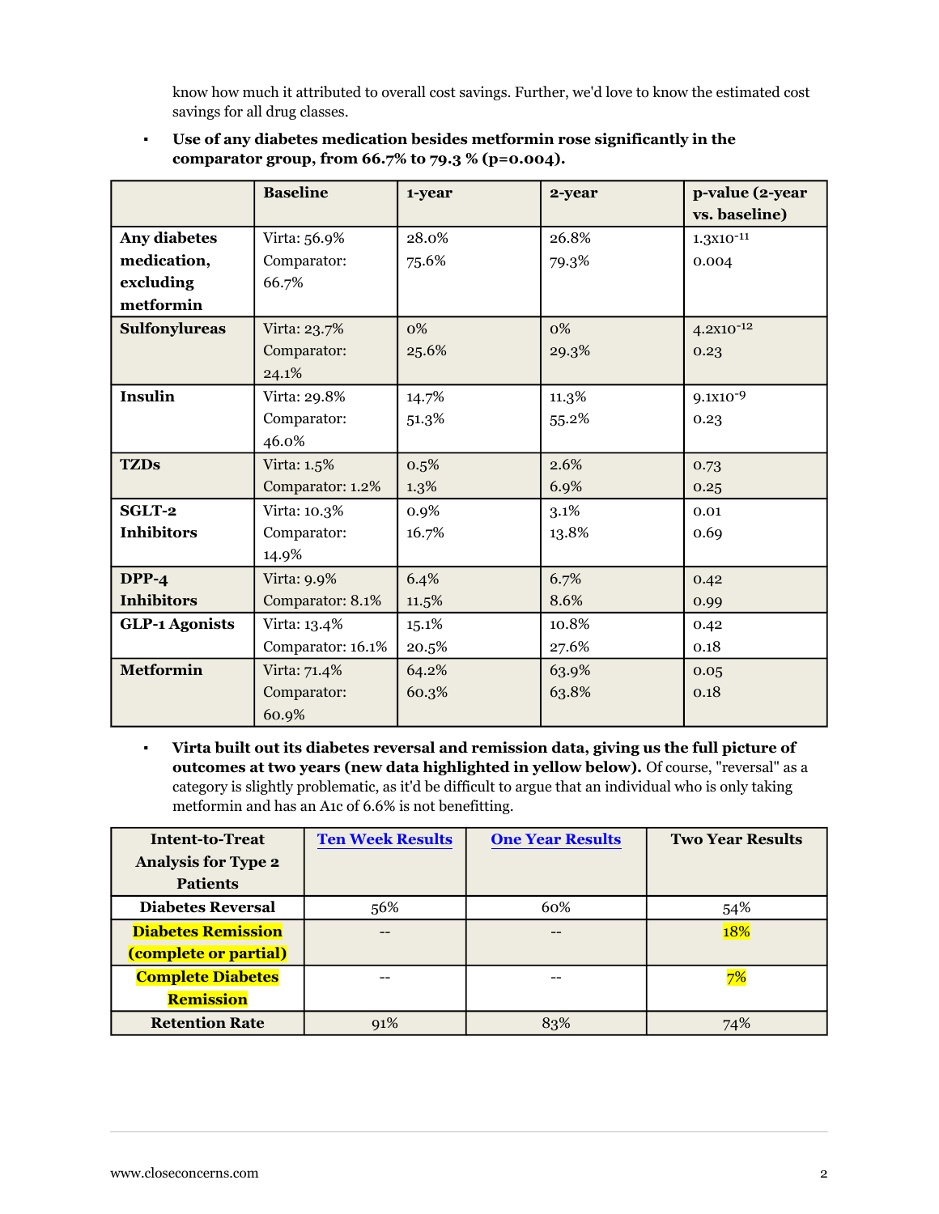know how much it attributed to overall cost savings. Further, we'd love to know the estimated cost savings for all drug classes.

- **Use of any diabetes medication besides metformin rose significantly in the comparator group, from 66.7% to 79.3 % (p=0.004).**

| | Baseline | 1-year | 2-year | p-value (2-year vs. baseline) |
|---|---|---|---|---|
| **Any diabetes medication, excluding metformin** | Virta: 56.9%<br>Comparator: 66.7% | 28.0%<br>75.6% | 26.8%<br>79.3% | $1.3 \times 10^{-11}$<br>0.004 |
| **Sulfonylureas** | Virta: 23.7%<br>Comparator: 24.1% | 0%<br>25.6% | 0%<br>29.3% | $4.2 \times 10^{-12}$<br>0.23 |
| **Insulin** | Virta: 29.8%<br>Comparator: 46.0% | 14.7%<br>51.3% | 11.3%<br>55.2% | $9.1 \times 10^{-9}$<br>0.23 |
| **TZDs** | Virta: 1.5%<br>Comparator: 1.2% | 0.5%<br>1.3% | 2.6%<br>6.9% | 0.73<br>0.25 |
| **SGLT-2 Inhibitors** | Virta: 10.3%<br>Comparator: 14.9% | 0.9%<br>16.7% | 3.1%<br>13.8% | 0.01<br>0.69 |
| **DPP-4 Inhibitors** | Virta: 9.9%<br>Comparator: 8.1% | 6.4%<br>11.5% | 6.7%<br>8.6% | 0.42<br>0.99 |
| **GLP-1 Agonists** | Virta: 13.4%<br>Comparator: 16.1% | 15.1%<br>20.5% | 10.8%<br>27.6% | 0.42<br>0.18 |
| **Metformin** | Virta: 71.4%<br>Comparator: 60.9% | 64.2%<br>60.3% | 63.9%<br>63.8% | 0.05<br>0.18 |

- **Virta built out its diabetes reversal and remission data, giving us the full picture of outcomes at two years (new data highlighted in yellow below).** Of course, "reversal" as a category is slightly problematic, as it'd be difficult to argue that an individual who is only taking metformin and has an A1c of 6.6% is not benefitting.

| Intent-to-Treat Analysis for Type 2 Patients | Ten Week Results | One Year Results | Two Year Results |
|---|---|---|---|
| **Diabetes Reversal** | 56% | 60% | 54% |
| **Diabetes Remission (complete or partial)** | -- | -- | 18% |
| **Complete Diabetes Remission** | -- | -- | 7% |
| **Retention Rate** | 91% | 83% | 74% |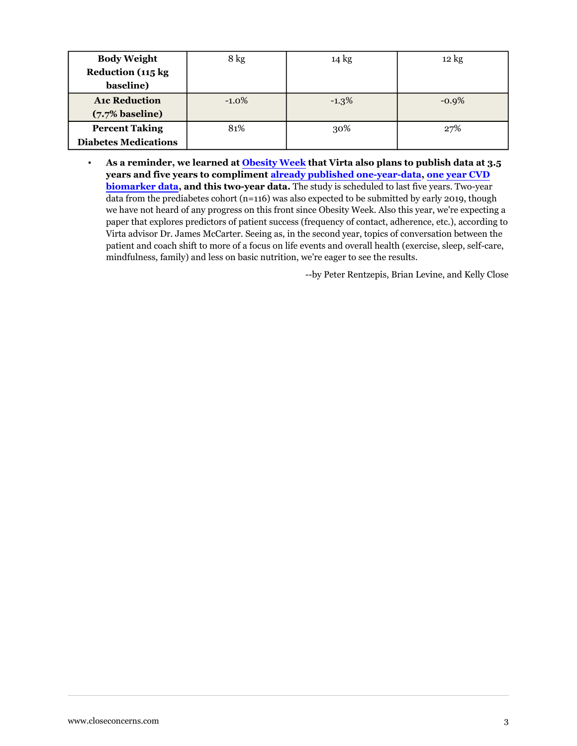| | | | |
|---|---|---|---|
| **Body Weight Reduction (115 kg baseline)** | 8 kg | 14 kg | 12 kg |
| **A1c Reduction (7.7% baseline)** | -1.0% | -1.3% | -0.9% |
| **Percent Taking Diabetes Medications** | 81% | 30% | 27% |

- **As a reminder, we learned at Obesity Week that Virta also plans to publish data at 3.5 years and five years to compliment already published one-year-data, one year CVD biomarker data, and this two-year data.** The study is scheduled to last five years. Two-year data from the prediabetes cohort (n=116) was also expected to be submitted by early 2019, though we have not heard of any progress on this front since Obesity Week. Also this year, we're expecting a paper that explores predictors of patient success (frequency of contact, adherence, etc.), according to Virta advisor Dr. James McCarter. Seeing as, in the second year, topics of conversation between the patient and coach shift to more of a focus on life events and overall health (exercise, sleep, self-care, mindfulness, family) and less on basic nutrition, we're eager to see the results.

--by Peter Rentzepis, Brian Levine, and Kelly Close